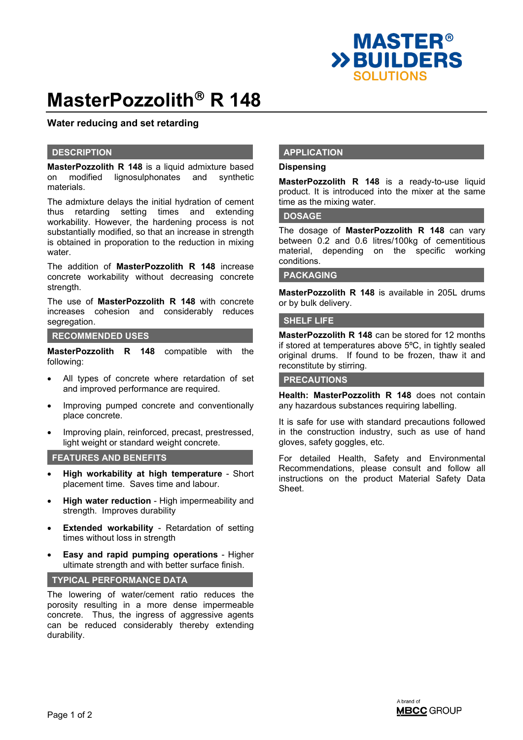# MasterPozzolith® R 148

**Water reducing and set retarding**

## DESCRIPTION

**MasterPozzolith R 148** is a liquid admixture based on modified lignosulphonates and synthetic materials.

The admixture delays the initial hydration of cement thus retarding setting times and extending workability. However, the hardening process is not substantially modified, so that an increase in strength is obtained in proporation to the reduction in mixing water.

The addition of **MasterPozzolith R 148** increase concrete workability without decreasing concrete strength.

The use of **MasterPozzolith R 148** with concrete increases cohesion and considerably reduces segregation.

## RECOMMENDED USES

**MasterPozzolith R 148** compatible with the following:

- All types of concrete where retardation of set and improved performance are required.
- Improving pumped concrete and conventionally place concrete.
- Improving plain, reinforced, precast, prestressed, light weight or standard weight concrete.

## FEATURES AND BENEFITS

- **High workability at high temperature** - Short placement time. Saves time and labour.
- **High water reduction** - High impermeability and strength. Improves durability
- **Extended workability** - Retardation of setting times without loss in strength
- **Easy and rapid pumping operations** - Higher ultimate strength and with better surface finish.

## TYPICAL PERFORMANCE DATA

The lowering of water/cement ratio reduces the porosity resulting in a more dense impermeable concrete. Thus, the ingress of aggressive agents can be reduced considerably thereby extending durability.

## APPLICATION

**Dispensing**

**MasterPozzolith R 148** is a ready-to-use liquid product. It is introduced into the mixer at the same time as the mixing water.

## DOSAGE

The dosage of **MasterPozzolith R 148** can vary between 0.2 and 0.6 litres/100kg of cementitious material, depending on the specific working conditions.

## PACKAGING

**MasterPozzolith R 148** is available in 205L drums or by bulk delivery.

## SHELF LIFE

**MasterPozzolith R 148** can be stored for 12 months if stored at temperatures above 5ºC, in tightly sealed original drums. If found to be frozen, thaw it and reconstitute by stirring.

## PRECAUTIONS

**Health: MasterPozzolith R 148** does not contain any hazardous substances requiring labelling.

It is safe for use with standard precautions followed in the construction industry, such as use of hand gloves, safety goggles, etc.

For detailed Health, Safety and Environmental Recommendations, please consult and follow all instructions on the product Material Safety Data Sheet.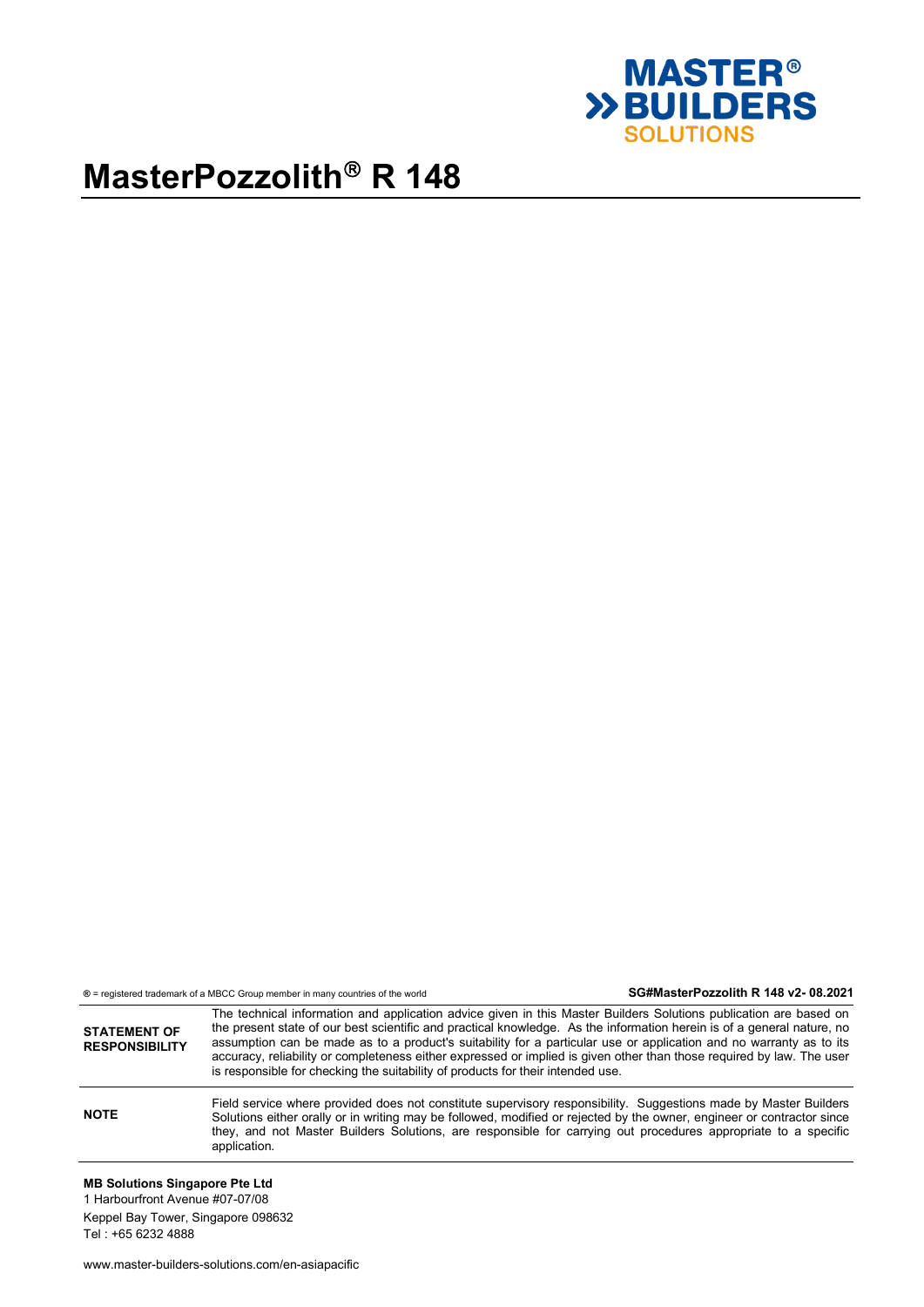# MasterPozzolith® R 148

® = registered trademark of a MBCC Group member in many countries of the world

**SG#MasterPozzolith R 148 v2- 08.2021**

| | |
|---|---|
| **STATEMENT OF RESPONSIBILITY** | The technical information and application advice given in this Master Builders Solutions publication are based on the present state of our best scientific and practical knowledge. As the information herein is of a general nature, no assumption can be made as to a product's suitability for a particular use or application and no warranty as to its accuracy, reliability or completeness either expressed or implied is given other than those required by law. The user is responsible for checking the suitability of products for their intended use. |
| **NOTE** | Field service where provided does not constitute supervisory responsibility. Suggestions made by Master Builders Solutions either orally or in writing may be followed, modified or rejected by the owner, engineer or contractor since they, and not Master Builders Solutions, are responsible for carrying out procedures appropriate to a specific application. |

**MB Solutions Singapore Pte Ltd**
1 Harbourfront Avenue #07-07/08
Keppel Bay Tower, Singapore 098632
Tel : +65 6232 4888

www.master-builders-solutions.com/en-asiapacific